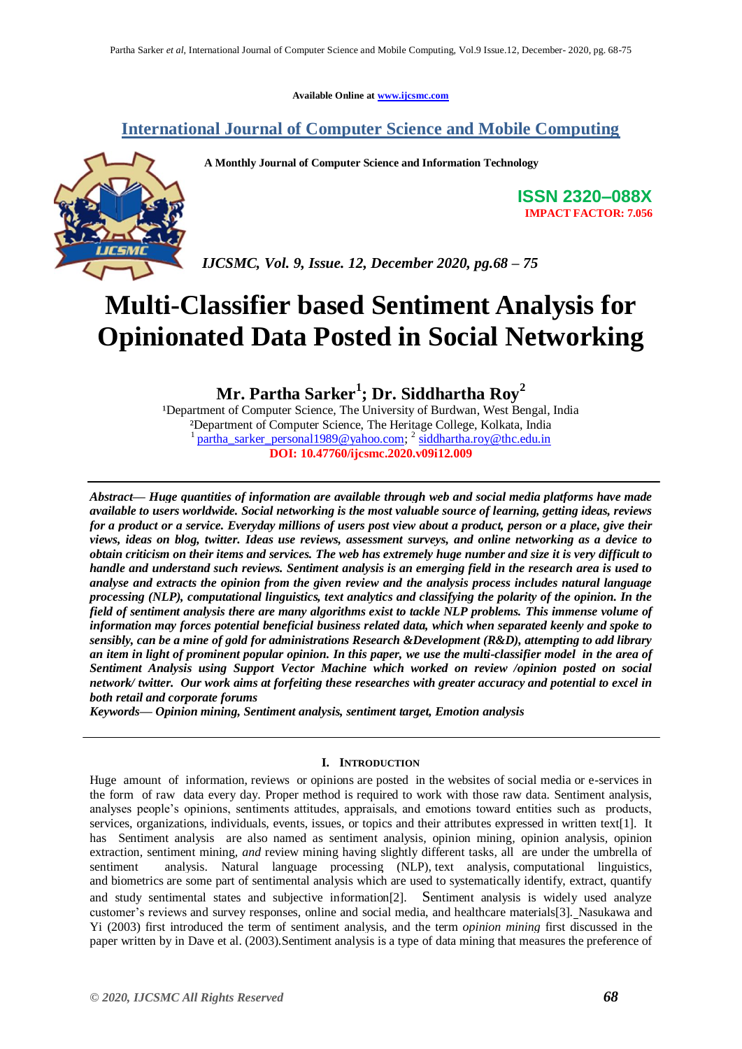Available Online at www.ijcsmc.com

**International Journal of Computer Science and Mobile Computing**

**A Monthly Journal of Computer Science and Information Technology**

**ISSN 2320–088X**
**IMPACT FACTOR: 7.056**

*IJCSMC, Vol. 9, Issue. 12, December 2020, pg.68 – 75*

# Multi-Classifier based Sentiment Analysis for Opinionated Data Posted in Social Networking

**Mr. Partha Sarker[1]; Dr. Siddhartha Roy[2]**

[1]Department of Computer Science, The University of Burdwan, West Bengal, India
[2]Department of Computer Science, The Heritage College, Kolkata, India
[1] partha_sarker_personal1989@yahoo.com; [2] siddhartha.roy@thc.edu.in
**DOI: 10.47760/ijcsmc.2020.v09i12.009**

***Abstract***— ***Huge quantities of information are available through web and social media platforms have made available to users worldwide. Social networking is the most valuable source of learning, getting ideas, reviews for a product or a service. Everyday millions of users post view about a product, person or a place, give their views, ideas on blog, twitter. Ideas use reviews, assessment surveys, and online networking as a device to obtain criticism on their items and services. The web has extremely huge number and size it is very difficult to handle and understand such reviews. Sentiment analysis is an emerging field in the research area is used to analyse and extracts the opinion from the given review and the analysis process includes natural language processing (NLP), computational linguistics, text analytics and classifying the polarity of the opinion. In the field of sentiment analysis there are many algorithms exist to tackle NLP problems. This immense volume of information may forces potential beneficial business related data, which when separated keenly and spoke to sensibly, can be a mine of gold for administrations Research &Development (R&D), attempting to add library an item in light of prominent popular opinion. In this paper, we use the multi-classifier model in the area of Sentiment Analysis using Support Vector Machine which worked on review /opinion posted on social network/ twitter. Our work aims at forfeiting these researches with greater accuracy and potential to excel in both retail and corporate forums***

***Keywords***— ***Opinion mining, Sentiment analysis, sentiment target, Emotion analysis***

## I. Introduction

Huge amount of information, reviews or opinions are posted in the websites of social media or e-services in the form of raw data every day. Proper method is required to work with those raw data. Sentiment analysis, analyses people's opinions, sentiments attitudes, appraisals, and emotions toward entities such as products, services, organizations, individuals, events, issues, or topics and their attributes expressed in written text[1]. It has Sentiment analysis are also named as sentiment analysis, opinion mining, opinion analysis, opinion extraction, sentiment mining, *and* review mining having slightly different tasks, all are under the umbrella of sentiment analysis. Natural language processing (NLP), text analysis, computational linguistics, and biometrics are some part of sentimental analysis which are used to systematically identify, extract, quantify and study sentimental states and subjective information[2]. Sentiment analysis is widely used analyze customer's reviews and survey responses, online and social media, and healthcare materials[3]. Nasukawa and Yi (2003) first introduced the term of sentiment analysis, and the term *opinion mining* first discussed in the paper written by in Dave et al. (2003).Sentiment analysis is a type of data mining that measures the preference of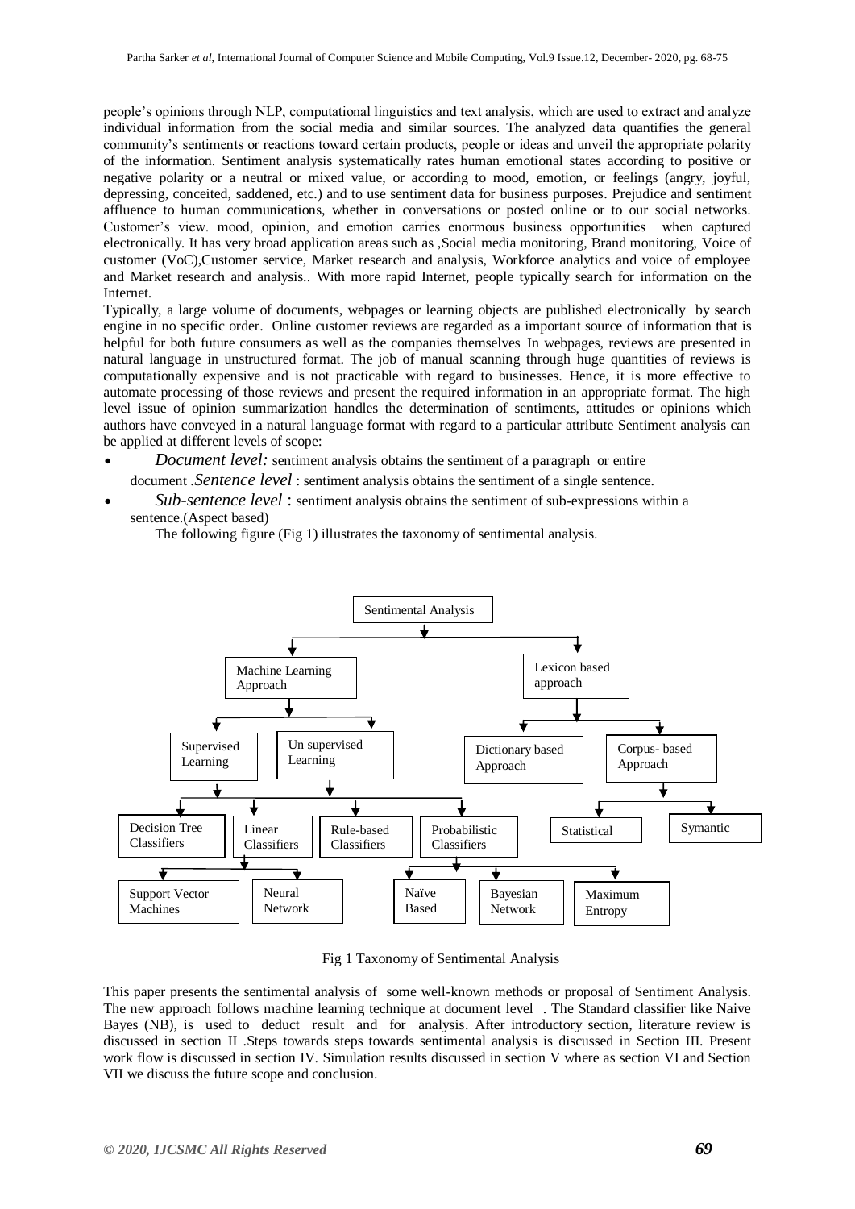people's opinions through NLP, computational linguistics and text analysis, which are used to extract and analyze individual information from the social media and similar sources. The analyzed data quantifies the general community's sentiments or reactions toward certain products, people or ideas and unveil the appropriate polarity of the information. Sentiment analysis systematically rates human emotional states according to positive or negative polarity or a neutral or mixed value, or according to mood, emotion, or feelings (angry, joyful, depressing, conceited, saddened, etc.) and to use sentiment data for business purposes. Prejudice and sentiment affluence to human communications, whether in conversations or posted online or to our social networks. Customer's view. mood, opinion, and emotion carries enormous business opportunities when captured electronically. It has very broad application areas such as ,Social media monitoring, Brand monitoring, Voice of customer (VoC),Customer service, Market research and analysis, Workforce analytics and voice of employee and Market research and analysis.. With more rapid Internet, people typically search for information on the Internet.

Typically, a large volume of documents, webpages or learning objects are published electronically by search engine in no specific order. Online customer reviews are regarded as a important source of information that is helpful for both future consumers as well as the companies themselves In webpages, reviews are presented in natural language in unstructured format. The job of manual scanning through huge quantities of reviews is computationally expensive and is not practicable with regard to businesses. Hence, it is more effective to automate processing of those reviews and present the required information in an appropriate format. The high level issue of opinion summarization handles the determination of sentiments, attitudes or opinions which authors have conveyed in a natural language format with regard to a particular attribute Sentiment analysis can be applied at different levels of scope:

- *Document level:* sentiment analysis obtains the sentiment of a paragraph or entire document .*Sentence level* : sentiment analysis obtains the sentiment of a single sentence.
- *Sub-sentence level* : sentiment analysis obtains the sentiment of sub-expressions within a sentence.(Aspect based)

The following figure (Fig 1) illustrates the taxonomy of sentimental analysis.

- Sentimental Analysis
  - Machine Learning Approach
    - Supervised Learning
    - Un supervised Learning
      - Decision Tree Classifiers
      - Linear Classifiers
        - Support Vector Machines
        - Neural Network
      - Rule-based Classifiers
      - Probabilistic Classifiers
        - Naïve Based
        - Bayesian Network
        - Maximum Entropy
  - Lexicon based approach
    - Dictionary based Approach
    - Corpus- based Approach
      - Statistical
      - Symantic

Fig 1 Taxonomy of Sentimental Analysis

This paper presents the sentimental analysis of some well-known methods or proposal of Sentiment Analysis. The new approach follows machine learning technique at document level . The Standard classifier like Naive Bayes (NB), is used to deduct result and for analysis. After introductory section, literature review is discussed in section II .Steps towards steps towards sentimental analysis is discussed in Section III. Present work flow is discussed in section IV. Simulation results discussed in section V where as section VI and Section VII we discuss the future scope and conclusion.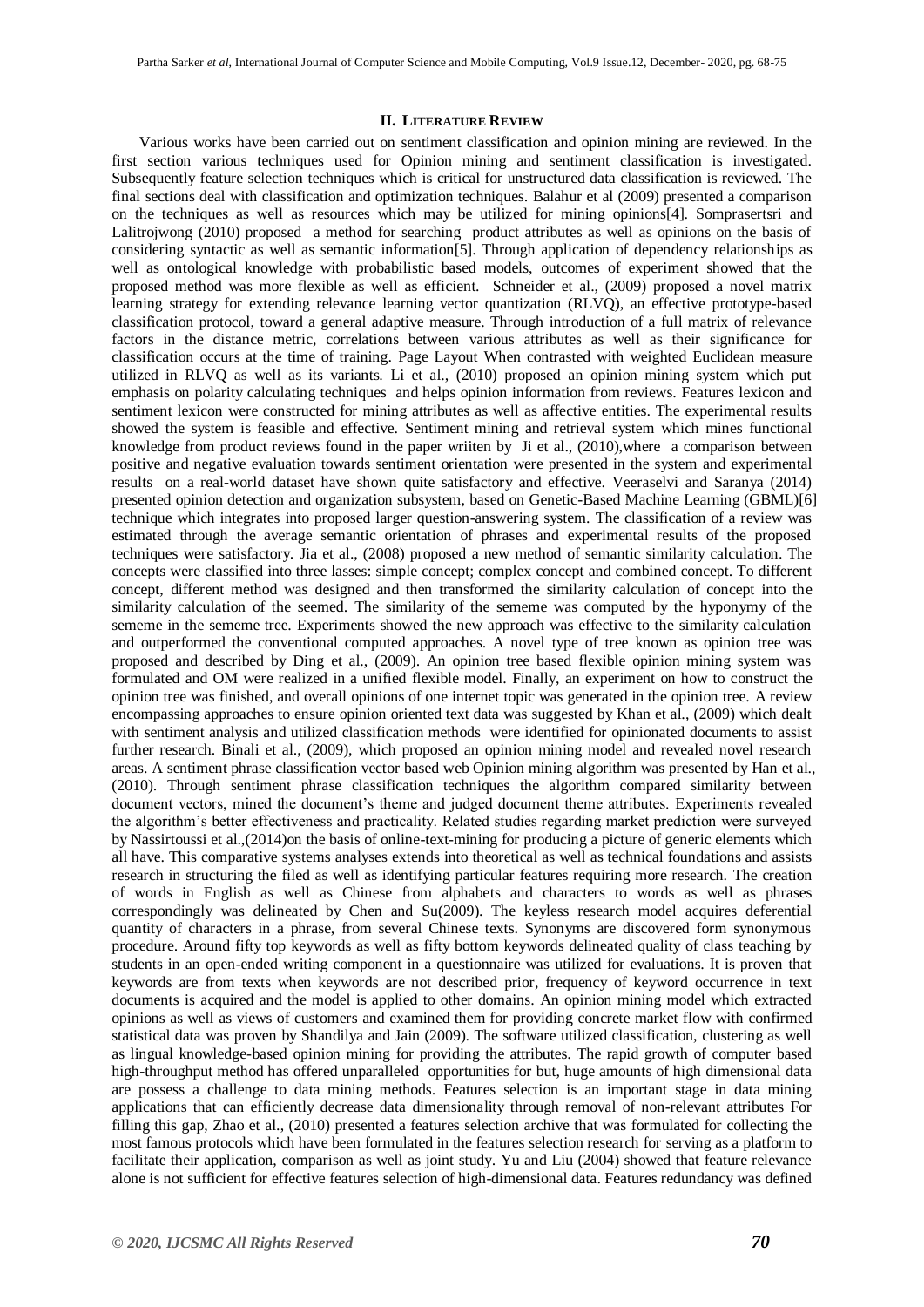## II. LITERATURE REVIEW

Various works have been carried out on sentiment classification and opinion mining are reviewed. In the first section various techniques used for Opinion mining and sentiment classification is investigated. Subsequently feature selection techniques which is critical for unstructured data classification is reviewed. The final sections deal with classification and optimization techniques. Balahur et al (2009) presented a comparison on the techniques as well as resources which may be utilized for mining opinions[4]. Somprasertsri and Lalitrojwong (2010) proposed a method for searching product attributes as well as opinions on the basis of considering syntactic as well as semantic information[5]. Through application of dependency relationships as well as ontological knowledge with probabilistic based models, outcomes of experiment showed that the proposed method was more flexible as well as efficient. Schneider et al., (2009) proposed a novel matrix learning strategy for extending relevance learning vector quantization (RLVQ), an effective prototype-based classification protocol, toward a general adaptive measure. Through introduction of a full matrix of relevance factors in the distance metric, correlations between various attributes as well as their significance for classification occurs at the time of training. Page Layout When contrasted with weighted Euclidean measure utilized in RLVQ as well as its variants. Li et al., (2010) proposed an opinion mining system which put emphasis on polarity calculating techniques and helps opinion information from reviews. Features lexicon and sentiment lexicon were constructed for mining attributes as well as affective entities. The experimental results showed the system is feasible and effective. Sentiment mining and retrieval system which mines functional knowledge from product reviews found in the paper wriiten by Ji et al., (2010),where a comparison between positive and negative evaluation towards sentiment orientation were presented in the system and experimental results on a real-world dataset have shown quite satisfactory and effective. Veeraselvi and Saranya (2014) presented opinion detection and organization subsystem, based on Genetic-Based Machine Learning (GBML)[6] technique which integrates into proposed larger question-answering system. The classification of a review was estimated through the average semantic orientation of phrases and experimental results of the proposed techniques were satisfactory. Jia et al., (2008) proposed a new method of semantic similarity calculation. The concepts were classified into three lasses: simple concept; complex concept and combined concept. To different concept, different method was designed and then transformed the similarity calculation of concept into the similarity calculation of the seemed. The similarity of the sememe was computed by the hyponymy of the sememe in the sememe tree. Experiments showed the new approach was effective to the similarity calculation and outperformed the conventional computed approaches. A novel type of tree known as opinion tree was proposed and described by Ding et al., (2009). An opinion tree based flexible opinion mining system was formulated and OM were realized in a unified flexible model. Finally, an experiment on how to construct the opinion tree was finished, and overall opinions of one internet topic was generated in the opinion tree. A review encompassing approaches to ensure opinion oriented text data was suggested by Khan et al., (2009) which dealt with sentiment analysis and utilized classification methods were identified for opinionated documents to assist further research. Binali et al., (2009), which proposed an opinion mining model and revealed novel research areas. A sentiment phrase classification vector based web Opinion mining algorithm was presented by Han et al., (2010). Through sentiment phrase classification techniques the algorithm compared similarity between document vectors, mined the document's theme and judged document theme attributes. Experiments revealed the algorithm's better effectiveness and practicality. Related studies regarding market prediction were surveyed by Nassirtoussi et al.,(2014)on the basis of online-text-mining for producing a picture of generic elements which all have. This comparative systems analyses extends into theoretical as well as technical foundations and assists research in structuring the filed as well as identifying particular features requiring more research. The creation of words in English as well as Chinese from alphabets and characters to words as well as phrases correspondingly was delineated by Chen and Su(2009). The keyless research model acquires deferential quantity of characters in a phrase, from several Chinese texts. Synonyms are discovered form synonymous procedure. Around fifty top keywords as well as fifty bottom keywords delineated quality of class teaching by students in an open-ended writing component in a questionnaire was utilized for evaluations. It is proven that keywords are from texts when keywords are not described prior, frequency of keyword occurrence in text documents is acquired and the model is applied to other domains. An opinion mining model which extracted opinions as well as views of customers and examined them for providing concrete market flow with confirmed statistical data was proven by Shandilya and Jain (2009). The software utilized classification, clustering as well as lingual knowledge-based opinion mining for providing the attributes. The rapid growth of computer based high-throughput method has offered unparalleled opportunities for but, huge amounts of high dimensional data are possess a challenge to data mining methods. Features selection is an important stage in data mining applications that can efficiently decrease data dimensionality through removal of non-relevant attributes For filling this gap, Zhao et al., (2010) presented a features selection archive that was formulated for collecting the most famous protocols which have been formulated in the features selection research for serving as a platform to facilitate their application, comparison as well as joint study. Yu and Liu (2004) showed that feature relevance alone is not sufficient for effective features selection of high-dimensional data. Features redundancy was defined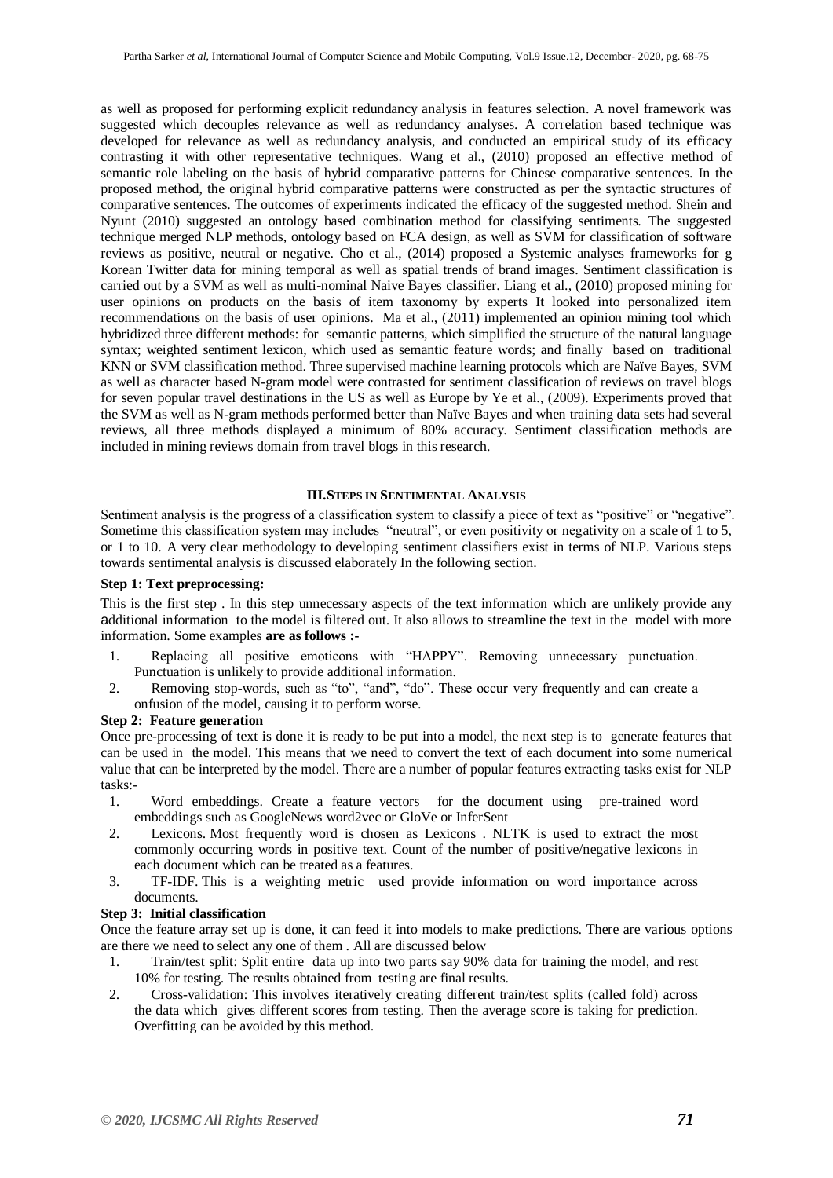as well as proposed for performing explicit redundancy analysis in features selection. A novel framework was suggested which decouples relevance as well as redundancy analyses. A correlation based technique was developed for relevance as well as redundancy analysis, and conducted an empirical study of its efficacy contrasting it with other representative techniques. Wang et al., (2010) proposed an effective method of semantic role labeling on the basis of hybrid comparative patterns for Chinese comparative sentences. In the proposed method, the original hybrid comparative patterns were constructed as per the syntactic structures of comparative sentences. The outcomes of experiments indicated the efficacy of the suggested method. Shein and Nyunt (2010) suggested an ontology based combination method for classifying sentiments. The suggested technique merged NLP methods, ontology based on FCA design, as well as SVM for classification of software reviews as positive, neutral or negative. Cho et al., (2014) proposed a Systemic analyses frameworks for g Korean Twitter data for mining temporal as well as spatial trends of brand images. Sentiment classification is carried out by a SVM as well as multi-nominal Naive Bayes classifier. Liang et al., (2010) proposed mining for user opinions on products on the basis of item taxonomy by experts It looked into personalized item recommendations on the basis of user opinions. Ma et al., (2011) implemented an opinion mining tool which hybridized three different methods: for semantic patterns, which simplified the structure of the natural language syntax; weighted sentiment lexicon, which used as semantic feature words; and finally based on traditional KNN or SVM classification method. Three supervised machine learning protocols which are Naïve Bayes, SVM as well as character based N-gram model were contrasted for sentiment classification of reviews on travel blogs for seven popular travel destinations in the US as well as Europe by Ye et al., (2009). Experiments proved that the SVM as well as N-gram methods performed better than Naïve Bayes and when training data sets had several reviews, all three methods displayed a minimum of 80% accuracy. Sentiment classification methods are included in mining reviews domain from travel blogs in this research.

## III. STEPS IN SENTIMENTAL ANALYSIS

Sentiment analysis is the progress of a classification system to classify a piece of text as "positive" or "negative". Sometime this classification system may includes "neutral", or even positivity or negativity on a scale of 1 to 5, or 1 to 10. A very clear methodology to developing sentiment classifiers exist in terms of NLP. Various steps towards sentimental analysis is discussed elaborately In the following section.

**Step 1: Text preprocessing:**

This is the first step . In this step unnecessary aspects of the text information which are unlikely provide any additional information to the model is filtered out. It also allows to streamline the text in the model with more information. Some examples **are as follows :-**

1. Replacing all positive emoticons with "HAPPY". Removing unnecessary punctuation. Punctuation is unlikely to provide additional information.
2. Removing stop-words, such as "to", "and", "do". These occur very frequently and can create a onfusion of the model, causing it to perform worse.

**Step 2: Feature generation**

Once pre-processing of text is done it is ready to be put into a model, the next step is to generate features that can be used in the model. This means that we need to convert the text of each document into some numerical value that can be interpreted by the model. There are a number of popular features extracting tasks exist for NLP tasks:-

1. Word embeddings. Create a feature vectors for the document using pre-trained word embeddings such as GoogleNews word2vec or GloVe or InferSent
2. Lexicons. Most frequently word is chosen as Lexicons . NLTK is used to extract the most commonly occurring words in positive text. Count of the number of positive/negative lexicons in each document which can be treated as a features.
3. TF-IDF. This is a weighting metric used provide information on word importance across documents.

**Step 3: Initial classification**

Once the feature array set up is done, it can feed it into models to make predictions. There are various options are there we need to select any one of them . All are discussed below

1. Train/test split: Split entire data up into two parts say 90% data for training the model, and rest 10% for testing. The results obtained from testing are final results.
2. Cross-validation: This involves iteratively creating different train/test splits (called fold) across the data which gives different scores from testing. Then the average score is taking for prediction. Overfitting can be avoided by this method.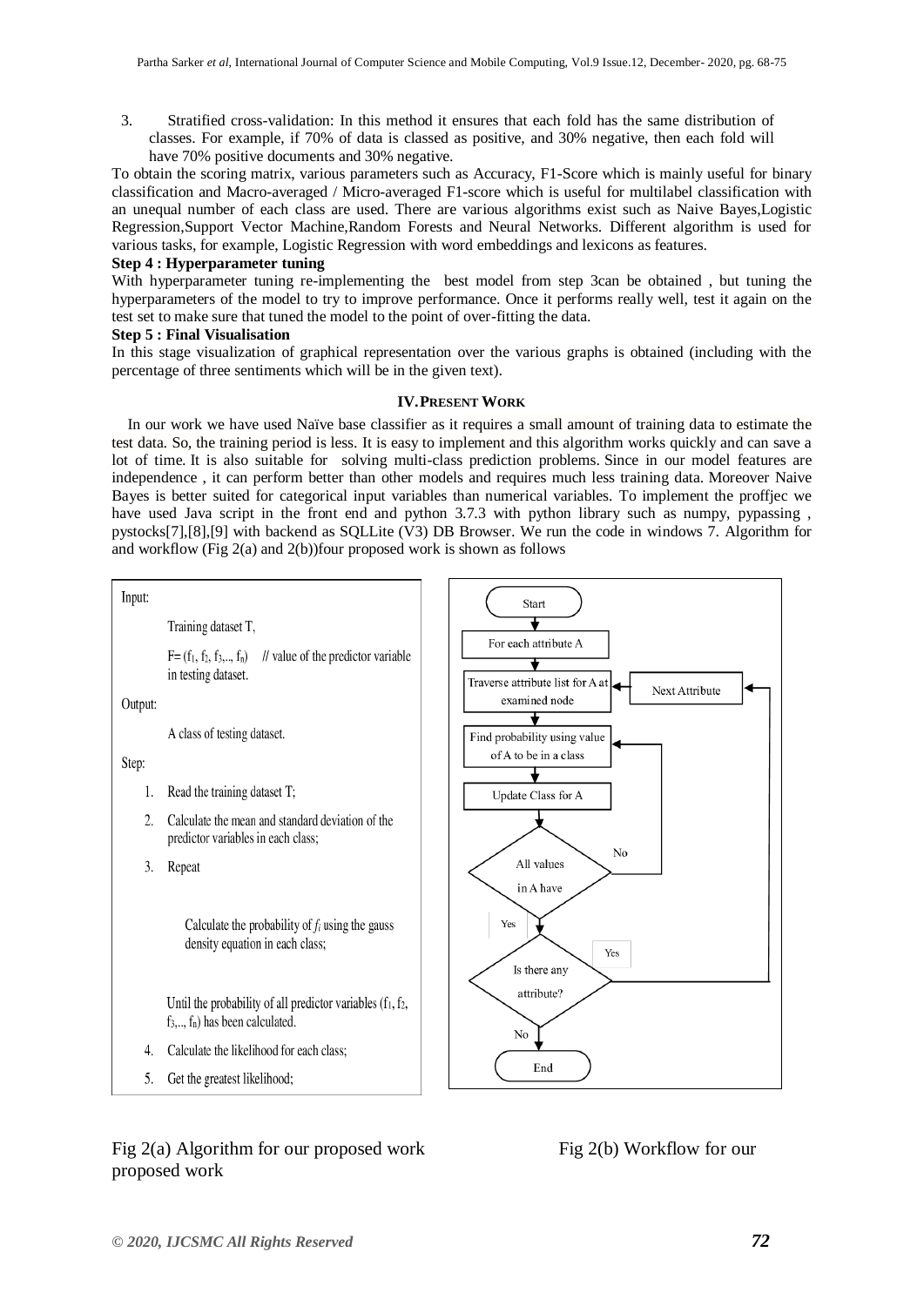3. Stratified cross-validation: In this method it ensures that each fold has the same distribution of classes. For example, if 70% of data is classed as positive, and 30% negative, then each fold will have 70% positive documents and 30% negative.

To obtain the scoring matrix, various parameters such as Accuracy, F1-Score which is mainly useful for binary classification and Macro-averaged / Micro-averaged F1-score which is useful for multilabel classification with an unequal number of each class are used. There are various algorithms exist such as Naive Bayes,Logistic Regression,Support Vector Machine,Random Forests and Neural Networks. Different algorithm is used for various tasks, for example, Logistic Regression with word embeddings and lexicons as features.

**Step 4 : Hyperparameter tuning**

With hyperparameter tuning re-implementing the best model from step 3can be obtained , but tuning the hyperparameters of the model to try to improve performance. Once it performs really well, test it again on the test set to make sure that tuned the model to the point of over-fitting the data.

**Step 5 : Final Visualisation**

In this stage visualization of graphical representation over the various graphs is obtained (including with the percentage of three sentiments which will be in the given text).

## IV. PRESENT WORK

In our work we have used Naïve base classifier as it requires a small amount of training data to estimate the test data. So, the training period is less. It is easy to implement and this algorithm works quickly and can save a lot of time. It is also suitable for solving multi-class prediction problems. Since in our model features are independence , it can perform better than other models and requires much less training data. Moreover Naive Bayes is better suited for categorical input variables than numerical variables. To implement the proffjec we have used Java script in the front end and python 3.7.3 with python library such as numpy, pypassing , pystocks[7],[8],[9] with backend as SQLLite (V3) DB Browser. We run the code in windows 7. Algorithm for and workflow (Fig 2(a) and 2(b))four proposed work is shown as follows

Input:

Training dataset T,

$F = (f_1, f_2, f_3, .., f_n)$ // value of the predictor variable in testing dataset.

Output:

A class of testing dataset.

Step:

1. Read the training dataset T;
2. Calculate the mean and standard deviation of the predictor variables in each class;
3. Repeat

   Calculate the probability of $f_i$ using the gauss density equation in each class;

   Until the probability of all predictor variables ($f_1, f_2, f_3, .., f_n$) has been calculated.
4. Calculate the likelihood for each class;
5. Get the greatest likelihood;

Start → For each attribute A → Traverse attribute list for A at examined node → Find probability using value of A to be in a class → Update Class for A → All values in A have (No → Find probability using value of A to be in a class; Yes →) Is there any attribute? (Yes → Next Attribute → Traverse attribute list for A at examined node; No → End)

Fig 2(a) Algorithm for our proposed work Fig 2(b) Workflow for our proposed work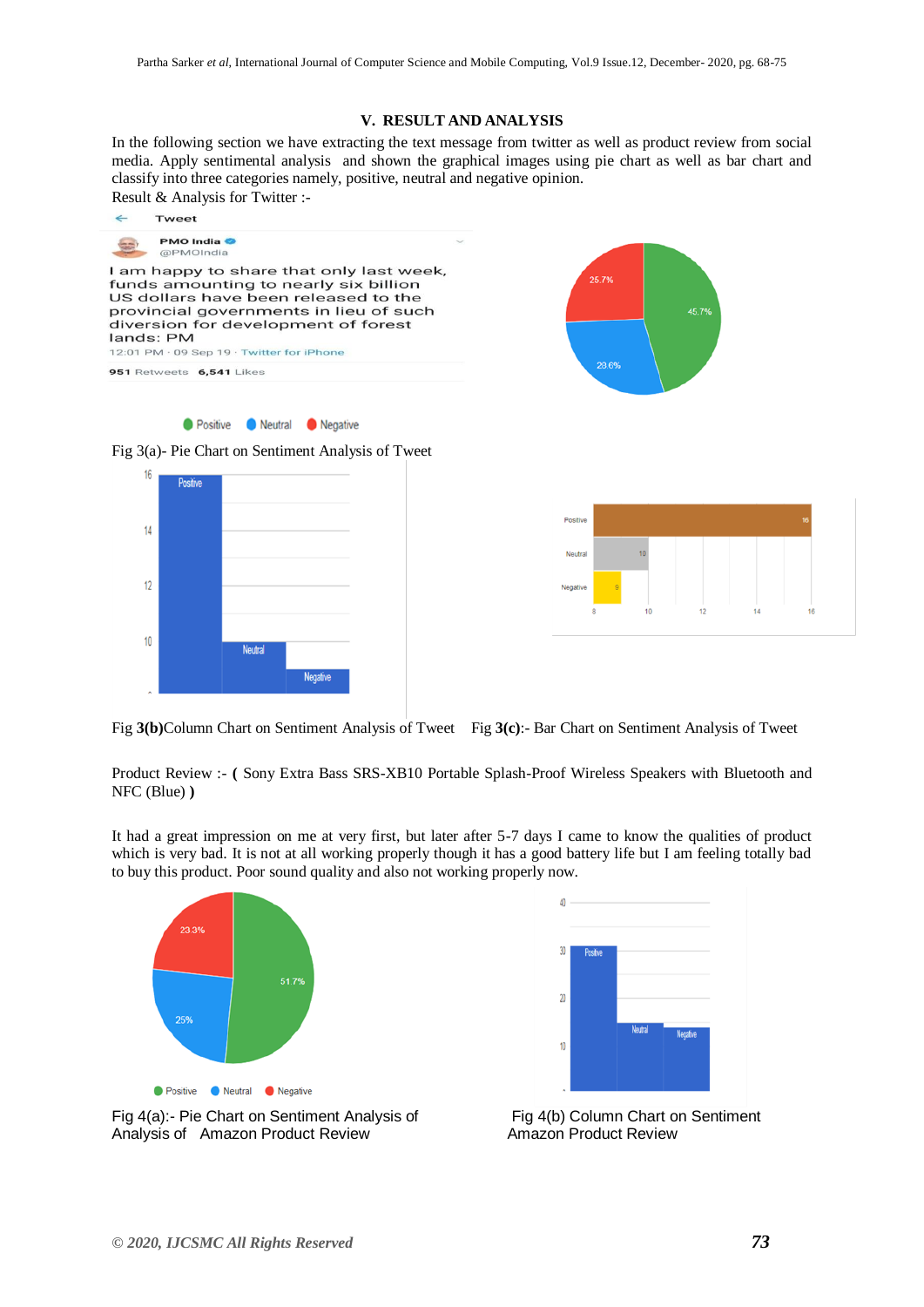## V. RESULT AND ANALYSIS

In the following section we have extracting the text message from twitter as well as product review from social media. Apply sentimental analysis and shown the graphical images using pie chart as well as bar chart and classify into three categories namely, positive, neutral and negative opinion.

Result & Analysis for Twitter :-

Fig 3(a)- Pie Chart on Sentiment Analysis of Tweet

Fig **3(b)**Column Chart on Sentiment Analysis of Tweet Fig **3(c)**:- Bar Chart on Sentiment Analysis of Tweet

Product Review :- **(** Sony Extra Bass SRS-XB10 Portable Splash-Proof Wireless Speakers with Bluetooth and NFC (Blue) **)**

It had a great impression on me at very first, but later after 5-7 days I came to know the qualities of product which is very bad. It is not at all working properly though it has a good battery life but I am feeling totally bad to buy this product. Poor sound quality and also not working properly now.

Fig 4(a):- Pie Chart on Sentiment Analysis of Analysis of Amazon Product Review

Fig 4(b) Column Chart on Sentiment Amazon Product Review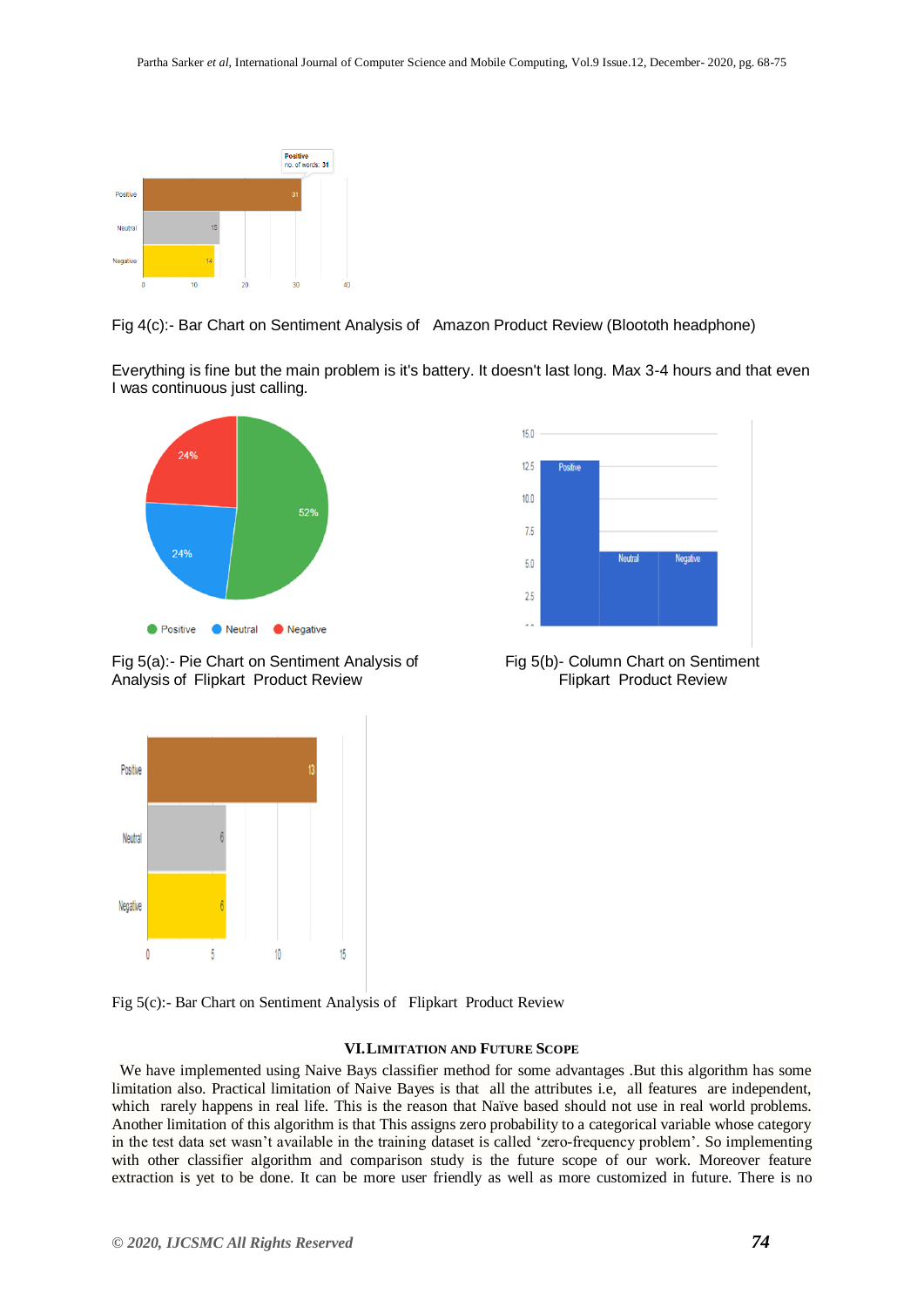Fig 4(c):- Bar Chart on Sentiment Analysis of Amazon Product Review (Bloototh headphone)

Everything is fine but the main problem is it's battery. It doesn't last long. Max 3-4 hours and that even I was continuous just calling.

Fig 5(a):- Pie Chart on Sentiment Analysis of Analysis of Flipkart Product Review

Fig 5(b)- Column Chart on Sentiment Flipkart Product Review

Fig 5(c):- Bar Chart on Sentiment Analysis of Flipkart Product Review

## VI. LIMITATION AND FUTURE SCOPE

We have implemented using Naive Bays classifier method for some advantages .But this algorithm has some limitation also. Practical limitation of Naive Bayes is that all the attributes i.e, all features are independent, which rarely happens in real life. This is the reason that Naïve based should not use in real world problems. Another limitation of this algorithm is that This assigns zero probability to a categorical variable whose category in the test data set wasn't available in the training dataset is called 'zero-frequency problem'. So implementing with other classifier algorithm and comparison study is the future scope of our work. Moreover feature extraction is yet to be done. It can be more user friendly as well as more customized in future. There is no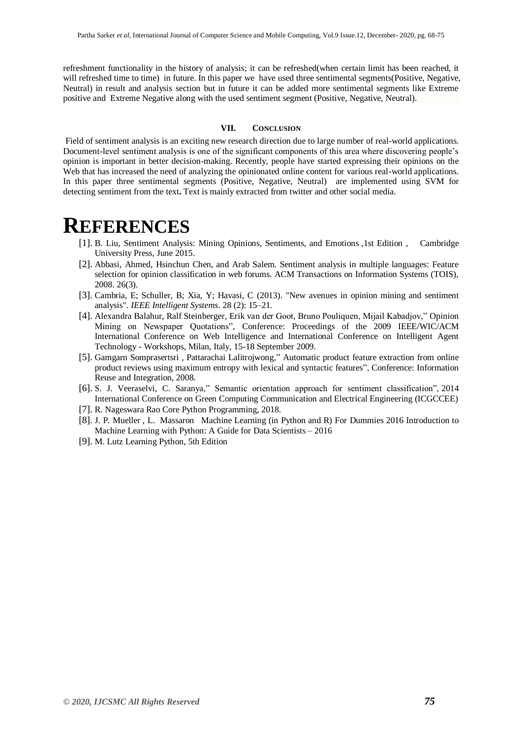refreshment functionality in the history of analysis; it can be refreshed(when certain limit has been reached, it will refreshed time to time) in future. In this paper we have used three sentimental segments(Positive, Negative, Neutral) in result and analysis section but in future it can be added more sentimental segments like Extreme positive and Extreme Negative along with the used sentiment segment (Positive, Negative, Neutral).

## VII. CONCLUSION

Field of sentiment analysis is an exciting new research direction due to large number of real-world applications. Document-level sentiment analysis is one of the significant components of this area where discovering people's opinion is important in better decision-making. Recently, people have started expressing their opinions on the Web that has increased the need of analyzing the opinionated online content for various real-world applications. In this paper three sentimental segments (Positive, Negative, Neutral) are implemented using SVM for detecting sentiment from the text**.** Text is mainly extracted from twitter and other social media.

# REFERENCES

[1]. B. Liu, Sentiment Analysis: Mining Opinions, Sentiments, and Emotions ,1st Edition , Cambridge University Press, June 2015.

[2]. Abbasi, Ahmed, Hsinchun Chen, and Arab Salem. Sentiment analysis in multiple languages: Feature selection for opinion classification in web forums. ACM Transactions on Information Systems (TOIS), 2008. 26(3).

[3]. Cambria, E; Schuller, B; Xia, Y; Havasi, C (2013). "New avenues in opinion mining and sentiment analysis". *IEEE Intelligent Systems*. 28 (2): 15–21.

[4]. Alexandra Balahur, Ralf Steinberger, Erik van der Goot, Bruno Pouliquen, Mijail Kabadjov," Opinion Mining on Newspaper Quotations", Conference: Proceedings of the 2009 IEEE/WIC/ACM International Conference on Web Intelligence and International Conference on Intelligent Agent Technology - Workshops, Milan, Italy, 15-18 September 2009.

[5]. Gamgarn Somprasertsri , Pattarachai Lalitrojwong," Automatic product feature extraction from online product reviews using maximum entropy with lexical and syntactic features", Conference: Information Reuse and Integration, 2008.

[6]. S. J. Veeraselvi, C. Saranya," Semantic orientation approach for sentiment classification", 2014 International Conference on Green Computing Communication and Electrical Engineering (ICGCCEE)

[7]. R. Nageswara Rao Core Python Programming, 2018.

[8]. J. P. Mueller , L. Massaron Machine Learning (in Python and R) For Dummies 2016 Introduction to Machine Learning with Python: A Guide for Data Scientists – 2016

[9]. M. Lutz Learning Python, 5th Edition